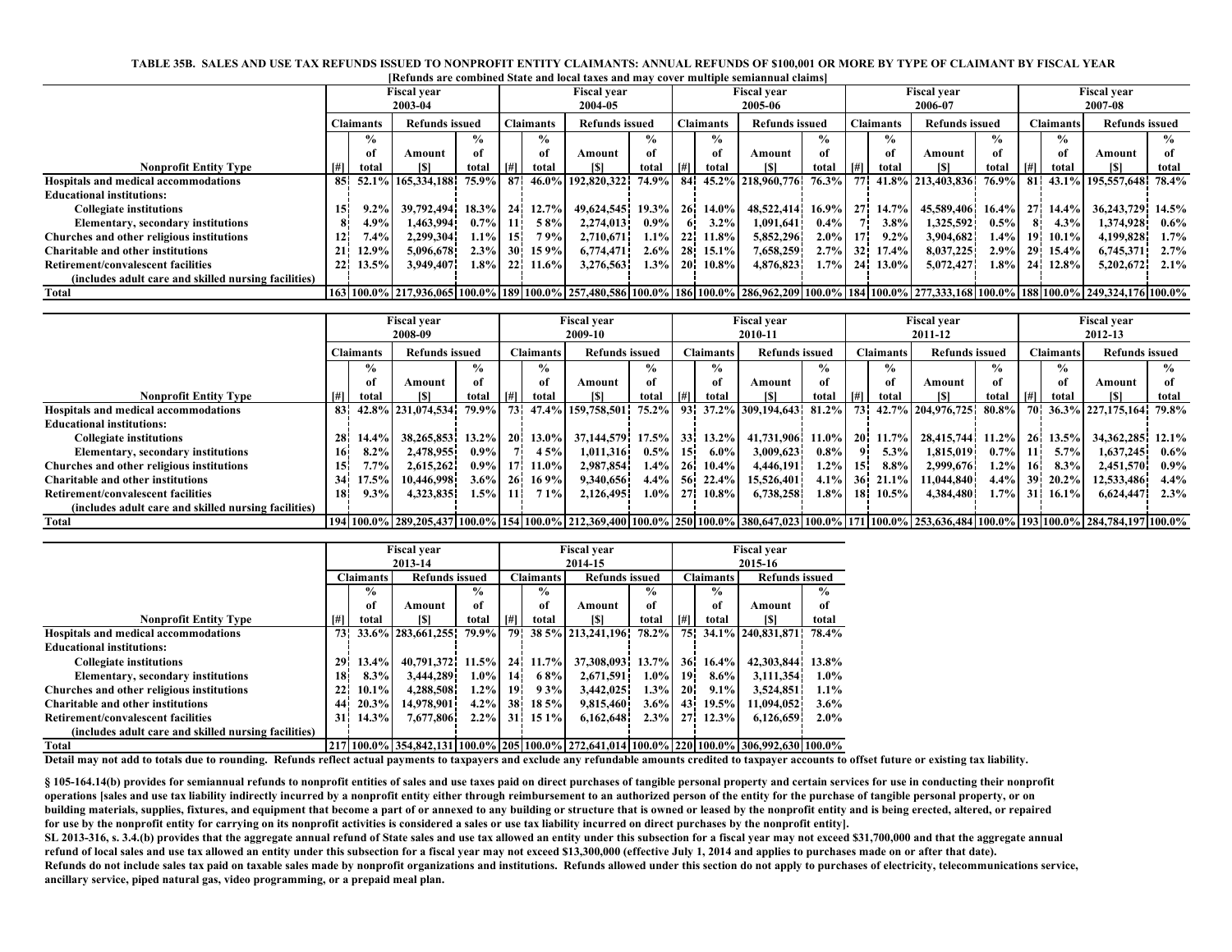**TABLE 35B. SALES AND USE TAX REFUNDS ISSUED TO NONPROFIT ENTITY CLAIMANTS: ANNUAL REFUNDS OF $100,001 OR MORE BY TYPE OF CLAIMANT BY FISCAL YEAR**

[Refunds are combined State and local taxes and may cover multiple semiannual claims]

| Nonprofit Entity Type | Fiscal year 2003-04 Claimants [#] | % of total | Refunds issued Amount [$] | % of total | Fiscal year 2004-05 Claimants [#] | % of total | Refunds issued Amount [$] | % of total | Fiscal year 2005-06 Claimants [#] | % of total | Refunds issued Amount [$] | % of total | Fiscal year 2006-07 Claimants [#] | % of total | Refunds issued Amount [$] | % of total | Fiscal year 2007-08 Claimants [#] | % of total | Refunds issued Amount [$] | % of total |
|---|---|---|---|---|---|---|---|---|---|---|---|---|---|---|---|---|---|---|---|---|
| Hospitals and medical accommodations | 85 | 52.1% | 165,334,188 | 75.9% | 87 | 46.0% | 192,820,322 | 74.9% | 84 | 45.2% | 218,960,776 | 76.3% | 77 | 41.8% | 213,403,836 | 76.9% | 81 | 43.1% | 195,557,648 | 78.4% |
| Educational institutions: | | | | | | | | | | | | | | | | | | | | |
| Collegiate institutions | 15 | 9.2% | 39,792,494 | 18.3% | 24 | 12.7% | 49,624,545 | 19.3% | 26 | 14.0% | 48,522,414 | 16.9% | 27 | 14.7% | 45,589,406 | 16.4% | 27 | 14.4% | 36,243,729 | 14.5% |
| Elementary, secondary institutions | 8 | 4.9% | 1,463,994 | 0.7% | 11 | 5.8% | 2,274,013 | 0.9% | 6 | 3.2% | 1,091,641 | 0.4% | 7 | 3.8% | 1,325,592 | 0.5% | 8 | 4.3% | 1,374,928 | 0.6% |
| Churches and other religious institutions | 12 | 7.4% | 2,299,304 | 1.1% | 15 | 7.9% | 2,710,671 | 1.1% | 22 | 11.8% | 5,852,296 | 2.0% | 17 | 9.2% | 3,904,682 | 1.4% | 19 | 10.1% | 4,199,828 | 1.7% |
| Charitable and other institutions | 21 | 12.9% | 5,096,678 | 2.3% | 30 | 15.9% | 6,774,471 | 2.6% | 28 | 15.1% | 7,658,259 | 2.7% | 32 | 17.4% | 8,037,225 | 2.9% | 29 | 15.4% | 6,745,371 | 2.7% |
| Retirement/convalescent facilities (includes adult care and skilled nursing facilities) | 22 | 13.5% | 3,949,407 | 1.8% | 22 | 11.6% | 3,276,563 | 1.3% | 20 | 10.8% | 4,876,823 | 1.7% | 24 | 13.0% | 5,072,427 | 1.8% | 24 | 12.8% | 5,202,672 | 2.1% |
| Total | 163 | 100.0% | 217,936,065 | 100.0% | 189 | 100.0% | 257,480,586 | 100.0% | 186 | 100.0% | 286,962,209 | 100.0% | 184 | 100.0% | 277,333,168 | 100.0% | 188 | 100.0% | 249,324,176 | 100.0% |

| Nonprofit Entity Type | Fiscal year 2008-09 Claimants [#] | % of total | Refunds issued Amount [$] | % of total | Fiscal year 2009-10 Claimants [#] | % of total | Refunds issued Amount [$] | % of total | Fiscal year 2010-11 Claimants [#] | % of total | Refunds issued Amount [$] | % of total | Fiscal year 2011-12 Claimants [#] | % of total | Refunds issued Amount [$] | % of total | Fiscal year 2012-13 Claimants [#] | % of total | Refunds issued Amount [$] | % of total |
|---|---|---|---|---|---|---|---|---|---|---|---|---|---|---|---|---|---|---|---|---|
| Hospitals and medical accommodations | 83 | 42.8% | 231,074,534 | 79.9% | 73 | 47.4% | 159,758,501 | 75.2% | 93 | 37.2% | 309,194,643 | 81.2% | 73 | 42.7% | 204,976,725 | 80.8% | 70 | 36.3% | 227,175,164 | 79.8% |
| Educational institutions: | | | | | | | | | | | | | | | | | | | | |
| Collegiate institutions | 28 | 14.4% | 38,265,853 | 13.2% | 20 | 13.0% | 37,144,579 | 17.5% | 33 | 13.2% | 41,731,906 | 11.0% | 20 | 11.7% | 28,415,744 | 11.2% | 26 | 13.5% | 34,362,285 | 12.1% |
| Elementary, secondary institutions | 16 | 8.2% | 2,478,955 | 0.9% | 7 | 4.5% | 1,011,316 | 0.5% | 15 | 6.0% | 3,009,623 | 0.8% | 9 | 5.3% | 1,815,019 | 0.7% | 11 | 5.7% | 1,637,245 | 0.6% |
| Churches and other religious institutions | 15 | 7.7% | 2,615,262 | 0.9% | 17 | 11.0% | 2,987,854 | 1.4% | 26 | 10.4% | 4,446,191 | 1.2% | 15 | 8.8% | 2,999,676 | 1.2% | 16 | 8.3% | 2,451,570 | 0.9% |
| Charitable and other institutions | 34 | 17.5% | 10,446,998 | 3.6% | 26 | 16.9% | 9,340,656 | 4.4% | 56 | 22.4% | 15,526,401 | 4.1% | 36 | 21.1% | 11,044,840 | 4.4% | 39 | 20.2% | 12,533,486 | 4.4% |
| Retirement/convalescent facilities (includes adult care and skilled nursing facilities) | 18 | 9.3% | 4,323,835 | 1.5% | 11 | 7.1% | 2,126,495 | 1.0% | 27 | 10.8% | 6,738,258 | 1.8% | 18 | 10.5% | 4,384,480 | 1.7% | 31 | 16.1% | 6,624,447 | 2.3% |
| Total | 194 | 100.0% | 289,205,437 | 100.0% | 154 | 100.0% | 212,369,400 | 100.0% | 250 | 100.0% | 380,647,023 | 100.0% | 171 | 100.0% | 253,636,484 | 100.0% | 193 | 100.0% | 284,784,197 | 100.0% |

| Nonprofit Entity Type | Fiscal year 2013-14 Claimants [#] | % of total | Refunds issued Amount [$] | % of total | Fiscal year 2014-15 Claimants [#] | % of total | Refunds issued Amount [$] | % of total | Fiscal year 2015-16 Claimants [#] | % of total | Refunds issued Amount [$] | % of total |
|---|---|---|---|---|---|---|---|---|---|---|---|---|
| Hospitals and medical accommodations | 73 | 33.6% | 283,661,255 | 79.9% | 79 | 38.5% | 213,241,196 | 78.2% | 75 | 34.1% | 240,831,871 | 78.4% |
| Educational institutions: | | | | | | | | | | | | |
| Collegiate institutions | 29 | 13.4% | 40,791,372 | 11.5% | 24 | 11.7% | 37,308,093 | 13.7% | 36 | 16.4% | 42,303,844 | 13.8% |
| Elementary, secondary institutions | 18 | 8.3% | 3,444,289 | 1.0% | 14 | 6.8% | 2,671,591 | 1.0% | 19 | 8.6% | 3,111,354 | 1.0% |
| Churches and other religious institutions | 22 | 10.1% | 4,288,508 | 1.2% | 19 | 9.3% | 3,442,025 | 1.3% | 20 | 9.1% | 3,524,851 | 1.1% |
| Charitable and other institutions | 44 | 20.3% | 14,978,901 | 4.2% | 38 | 18.5% | 9,815,460 | 3.6% | 43 | 19.5% | 11,094,052 | 3.6% |
| Retirement/convalescent facilities (includes adult care and skilled nursing facilities) | 31 | 14.3% | 7,677,806 | 2.2% | 31 | 15.1% | 6,162,648 | 2.3% | 27 | 12.3% | 6,126,659 | 2.0% |
| Total | 217 | 100.0% | 354,842,131 | 100.0% | 205 | 100.0% | 272,641,014 | 100.0% | 220 | 100.0% | 306,992,630 | 100.0% |

**Detail may not add to totals due to rounding. Refunds reflect actual payments to taxpayers and exclude any refundable amounts credited to taxpayer accounts to offset future or existing tax liability.**

**§ 105-164.14(b) provides for semiannual refunds to nonprofit entities of sales and use taxes paid on direct purchases of tangible personal property and certain services for use in conducting their nonprofit operations [sales and use tax liability indirectly incurred by a nonprofit entity either through reimbursement to an authorized person of the entity for the purchase of tangible personal property, or on building materials, supplies, fixtures, and equipment that become a part of or annexed to any building or structure that is owned or leased by the nonprofit entity and is being erected, altered, or repaired for use by the nonprofit entity for carrying on its nonprofit activities is considered a sales or use tax liability incurred on direct purchases by the nonprofit entity].**

**SL 2013-316, s. 3.4.(b) provides that the aggregate annual refund of State sales and use tax allowed an entity under this subsection for a fiscal year may not exceed $31,700,000 and that the aggregate annual refund of local sales and use tax allowed an entity under this subsection for a fiscal year may not exceed $13,300,000 (effective July 1, 2014 and applies to purchases made on or after that date).**

**Refunds do not include sales tax paid on taxable sales made by nonprofit organizations and institutions. Refunds allowed under this section do not apply to purchases of electricity, telecommunications service, ancillary service, piped natural gas, video programming, or a prepaid meal plan.**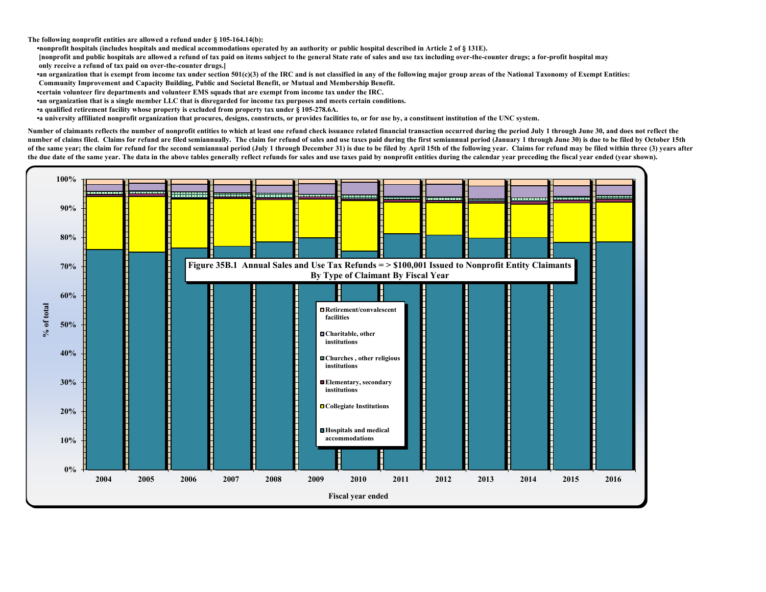The following nonprofit entities are allowed a refund under § 105-164.14(b):

- nonprofit hospitals (includes hospitals and medical accommodations operated by an authority or public hospital described in Article 2 of § 131E).
  [nonprofit and public hospitals are allowed a refund of tax paid on items subject to the general State rate of sales and use tax including over-the-counter drugs; a for-profit hospital may only receive a refund of tax paid on over-the-counter drugs.]
- an organization that is exempt from income tax under section 501(c)(3) of the IRC and is not classified in any of the following major group areas of the National Taxonomy of Exempt Entities: Community Improvement and Capacity Building, Public and Societal Benefit, or Mutual and Membership Benefit.
- certain volunteer fire departments and volunteer EMS squads that are exempt from income tax under the IRC.
- an organization that is a single member LLC that is disregarded for income tax purposes and meets certain conditions.
- a qualified retirement facility whose property is excluded from property tax under § 105-278.6A.
- a university affiliated nonprofit organization that procures, designs, constructs, or provides facilities to, or for use by, a constituent institution of the UNC system.

Number of claimants reflects the number of nonprofit entities to which at least one refund check issuance related financial transaction occurred during the period July 1 through June 30, and does not reflect the number of claims filed. Claims for refund are filed semiannually. The claim for refund of sales and use taxes paid during the first semiannual period (January 1 through June 30) is due to be filed by October 15th of the same year; the claim for refund for the second semiannual period (July 1 through December 31) is due to be filed by April 15th of the following year. Claims for refund may be filed within three (3) years after the due date of the same year. The data in the above tables generally reflect refunds for sales and use taxes paid by nonprofit entities during the calendar year preceding the fiscal year ended (year shown).

Figure 35B.1 Annual Sales and Use Tax Refunds = > $100,001 Issued to Nonprofit Entity Claimants By Type of Claimant By Fiscal Year

% of total

100%
90%
80%
70%
60%
50%
40%
30%
20%
10%
0%

2004
2005
2006
2007
2008
2009
2010
2011
2012
2013
2014
2015
2016

Fiscal year ended

Retirement/convalescent facilities
Charitable, other institutions
Churches , other religious institutions
Elementary, secondary institutions
Collegiate Institutions
Hospitals and medical accommodations